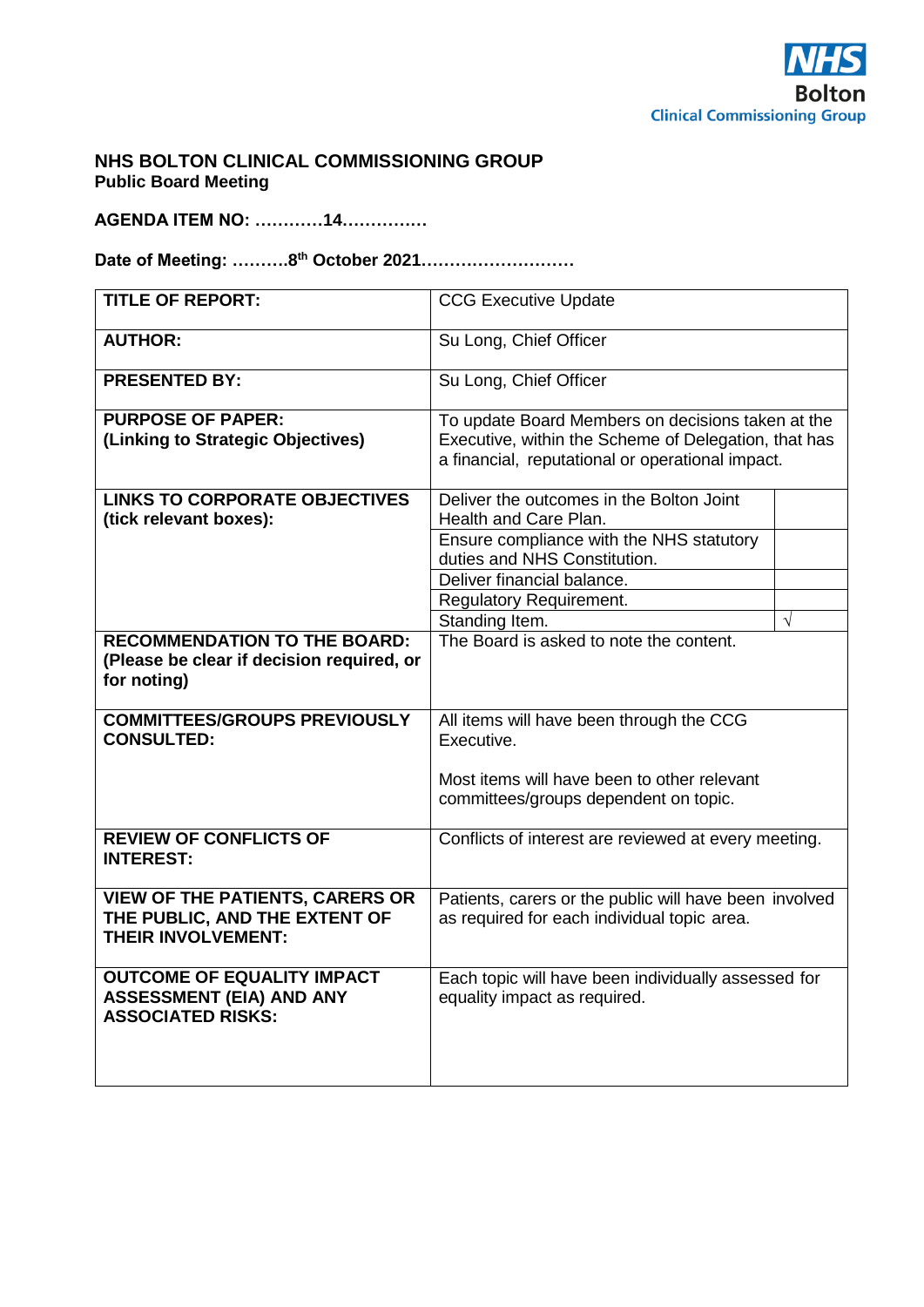NHS Bolton Clinical Commissioning Group

# NHS BOLTON CLINICAL COMMISSIONING GROUP

**Public Board Meeting**

**AGENDA ITEM NO: …………14……………**

**Date of Meeting: ……….8th October 2021………………………**

| | | |
|---|---|---|
| **TITLE OF REPORT:** | CCG Executive Update | |
| **AUTHOR:** | Su Long, Chief Officer | |
| **PRESENTED BY:** | Su Long, Chief Officer | |
| **PURPOSE OF PAPER: (Linking to Strategic Objectives)** | To update Board Members on decisions taken at the Executive, within the Scheme of Delegation, that has a financial, reputational or operational impact. | |
| **LINKS TO CORPORATE OBJECTIVES (tick relevant boxes):** | Deliver the outcomes in the Bolton Joint Health and Care Plan. | |
| | Ensure compliance with the NHS statutory duties and NHS Constitution. | |
| | Deliver financial balance. | |
| | Regulatory Requirement. | |
| | Standing Item. | √ |
| **RECOMMENDATION TO THE BOARD: (Please be clear if decision required, or for noting)** | The Board is asked to note the content. | |
| **COMMITTEES/GROUPS PREVIOUSLY CONSULTED:** | All items will have been through the CCG Executive.<br><br>Most items will have been to other relevant committees/groups dependent on topic. | |
| **REVIEW OF CONFLICTS OF INTEREST:** | Conflicts of interest are reviewed at every meeting. | |
| **VIEW OF THE PATIENTS, CARERS OR THE PUBLIC, AND THE EXTENT OF THEIR INVOLVEMENT:** | Patients, carers or the public will have been involved as required for each individual topic area. | |
| **OUTCOME OF EQUALITY IMPACT ASSESSMENT (EIA) AND ANY ASSOCIATED RISKS:** | Each topic will have been individually assessed for equality impact as required. | |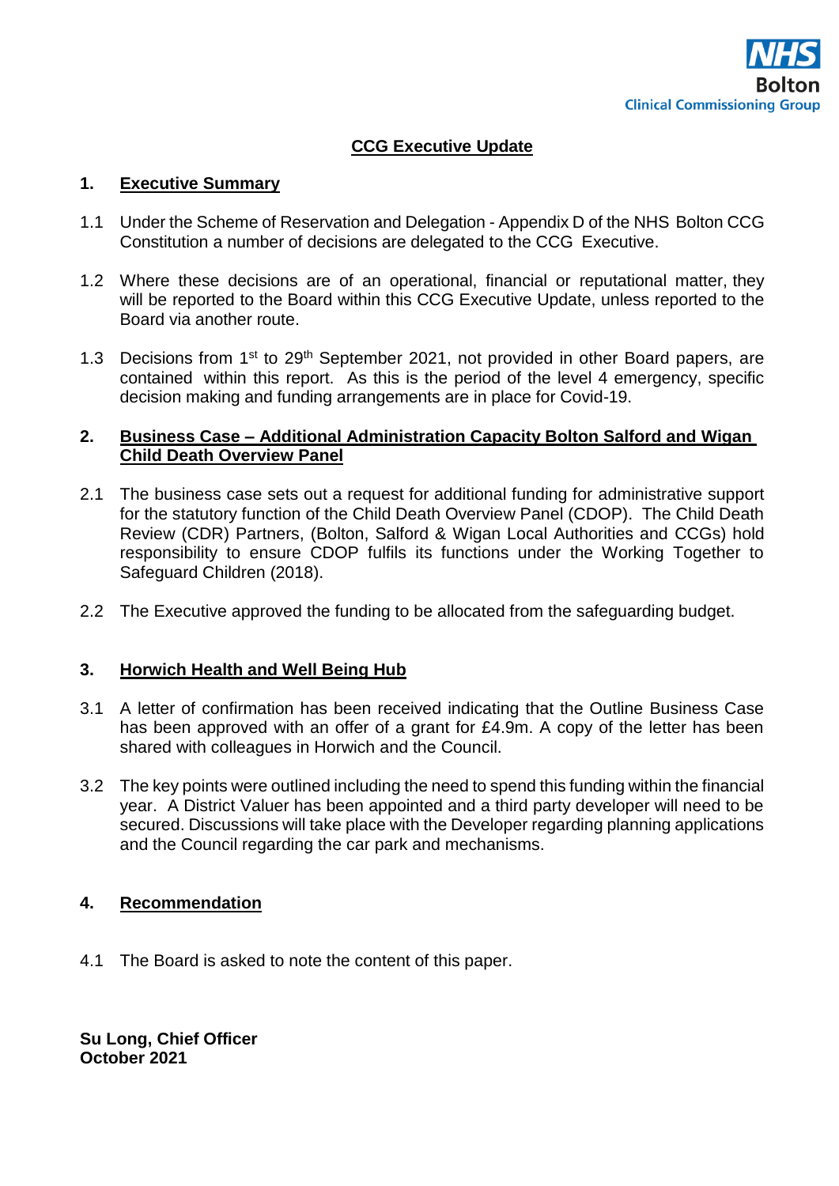NHS Bolton Clinical Commissioning Group

# CCG Executive Update

## 1. Executive Summary

1.1 Under the Scheme of Reservation and Delegation - Appendix D of the NHS Bolton CCG Constitution a number of decisions are delegated to the CCG Executive.

1.2 Where these decisions are of an operational, financial or reputational matter, they will be reported to the Board within this CCG Executive Update, unless reported to the Board via another route.

1.3 Decisions from 1st to 29th September 2021, not provided in other Board papers, are contained within this report. As this is the period of the level 4 emergency, specific decision making and funding arrangements are in place for Covid-19.

## 2. Business Case – Additional Administration Capacity Bolton Salford and Wigan Child Death Overview Panel

2.1 The business case sets out a request for additional funding for administrative support for the statutory function of the Child Death Overview Panel (CDOP). The Child Death Review (CDR) Partners, (Bolton, Salford & Wigan Local Authorities and CCGs) hold responsibility to ensure CDOP fulfils its functions under the Working Together to Safeguard Children (2018).

2.2 The Executive approved the funding to be allocated from the safeguarding budget.

## 3. Horwich Health and Well Being Hub

3.1 A letter of confirmation has been received indicating that the Outline Business Case has been approved with an offer of a grant for £4.9m. A copy of the letter has been shared with colleagues in Horwich and the Council.

3.2 The key points were outlined including the need to spend this funding within the financial year. A District Valuer has been appointed and a third party developer will need to be secured. Discussions will take place with the Developer regarding planning applications and the Council regarding the car park and mechanisms.

## 4. Recommendation

4.1 The Board is asked to note the content of this paper.

**Su Long, Chief Officer**
**October 2021**